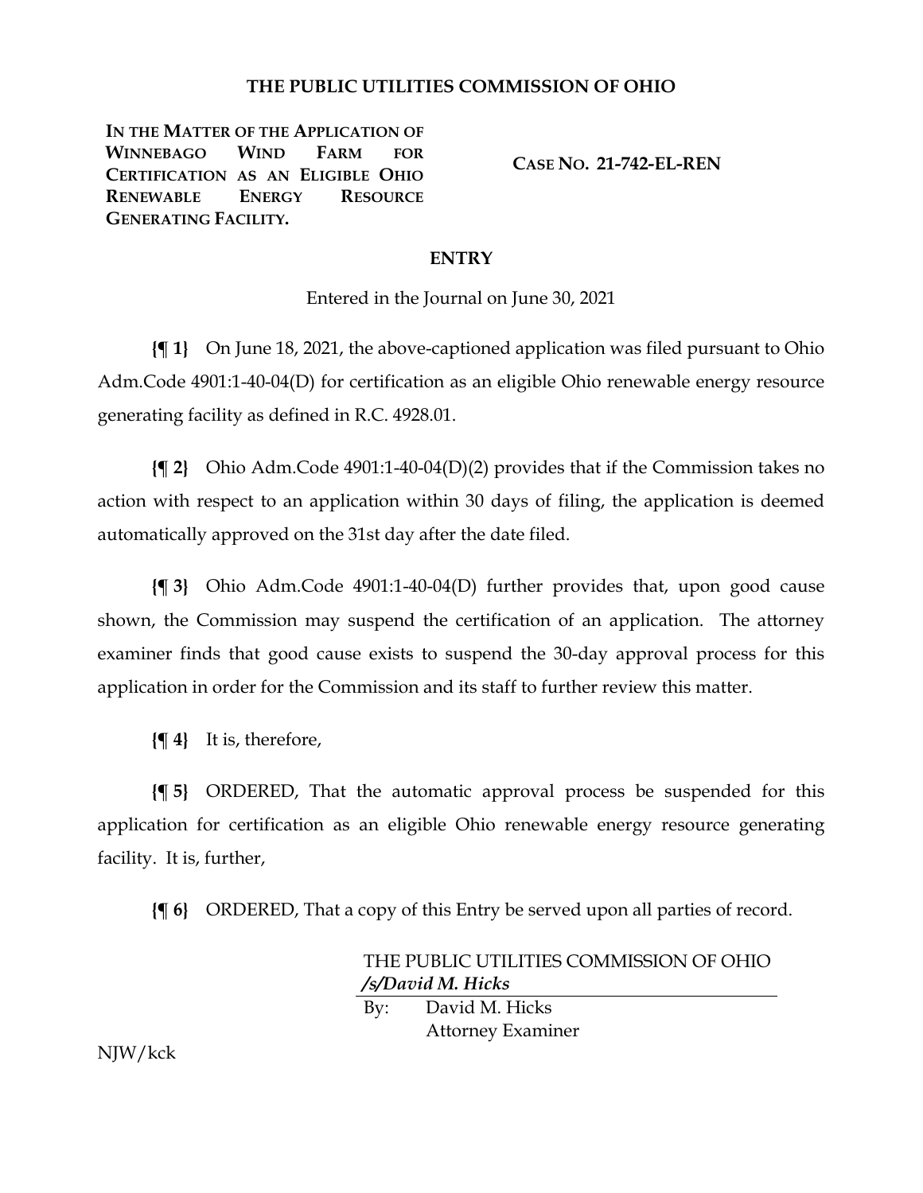# THE PUBLIC UTILITIES COMMISSION OF OHIO

**IN THE MATTER OF THE APPLICATION OF WINNEBAGO WIND FARM FOR CERTIFICATION AS AN ELIGIBLE OHIO RENEWABLE ENERGY RESOURCE GENERATING FACILITY.**

**CASE NO. 21-742-EL-REN**

## ENTRY

Entered in the Journal on June 30, 2021

**{¶ 1}** On June 18, 2021, the above-captioned application was filed pursuant to Ohio Adm.Code 4901:1-40-04(D) for certification as an eligible Ohio renewable energy resource generating facility as defined in R.C. 4928.01.

**{¶ 2}** Ohio Adm.Code 4901:1-40-04(D)(2) provides that if the Commission takes no action with respect to an application within 30 days of filing, the application is deemed automatically approved on the 31st day after the date filed.

**{¶ 3}** Ohio Adm.Code 4901:1-40-04(D) further provides that, upon good cause shown, the Commission may suspend the certification of an application. The attorney examiner finds that good cause exists to suspend the 30-day approval process for this application in order for the Commission and its staff to further review this matter.

**{¶ 4}** It is, therefore,

**{¶ 5}** ORDERED, That the automatic approval process be suspended for this application for certification as an eligible Ohio renewable energy resource generating facility. It is, further,

**{¶ 6}** ORDERED, That a copy of this Entry be served upon all parties of record.

THE PUBLIC UTILITIES COMMISSION OF OHIO

***/s/David M. Hicks***

By: David M. Hicks
Attorney Examiner

NJW/kck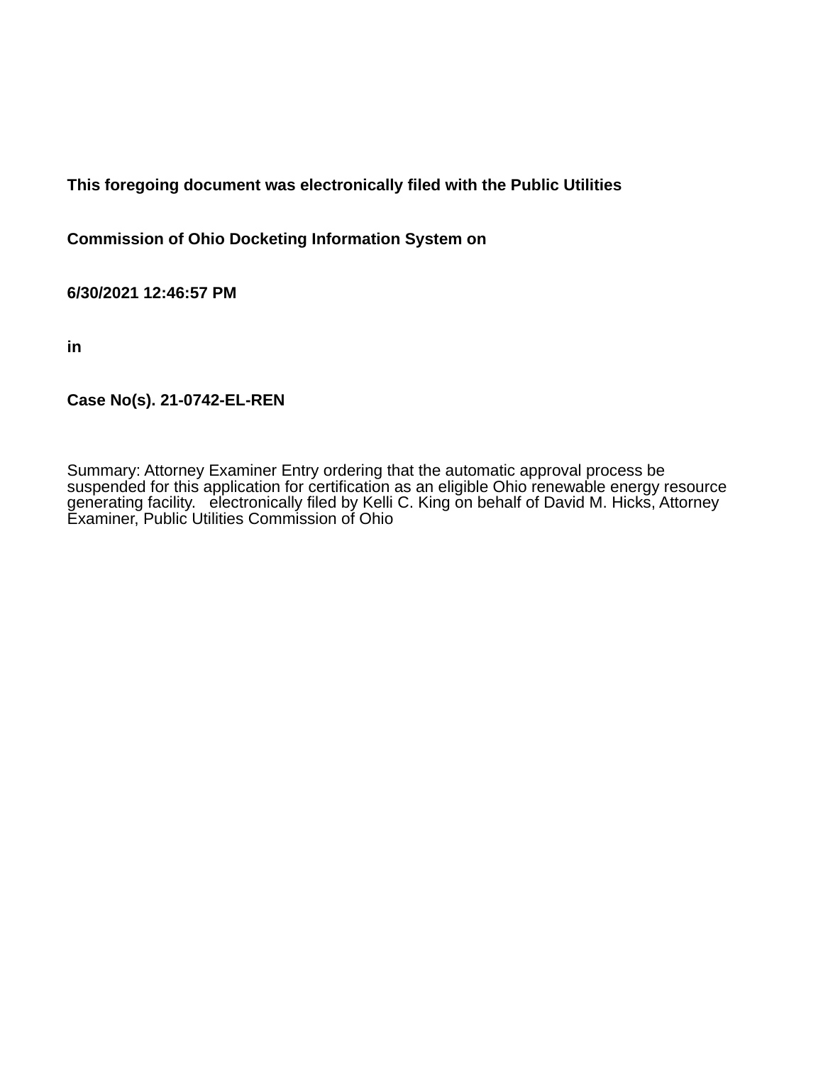**This foregoing document was electronically filed with the Public Utilities**

**Commission of Ohio Docketing Information System on**

**6/30/2021 12:46:57 PM**

**in**

**Case No(s). 21-0742-EL-REN**

Summary: Attorney Examiner Entry ordering that the automatic approval process be suspended for this application for certification as an eligible Ohio renewable energy resource generating facility. electronically filed by Kelli C. King on behalf of David M. Hicks, Attorney Examiner, Public Utilities Commission of Ohio